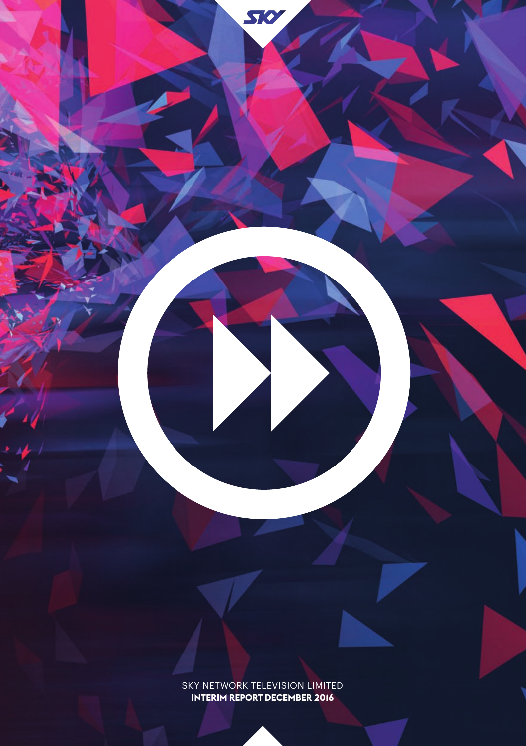SKY

SKY NETWORK TELEVISION LIMITED
**INTERIM REPORT DECEMBER 2016**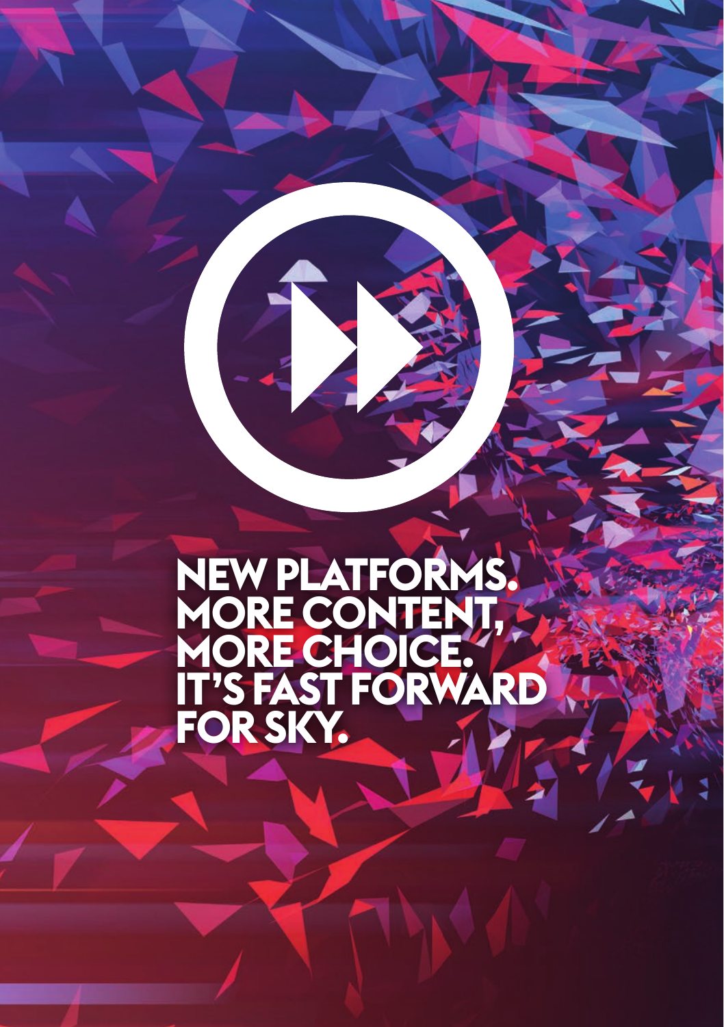# NEW PLATFORMS. MORE CONTENT, MORE CHOICE. IT'S FAST FORWARD FOR SKY.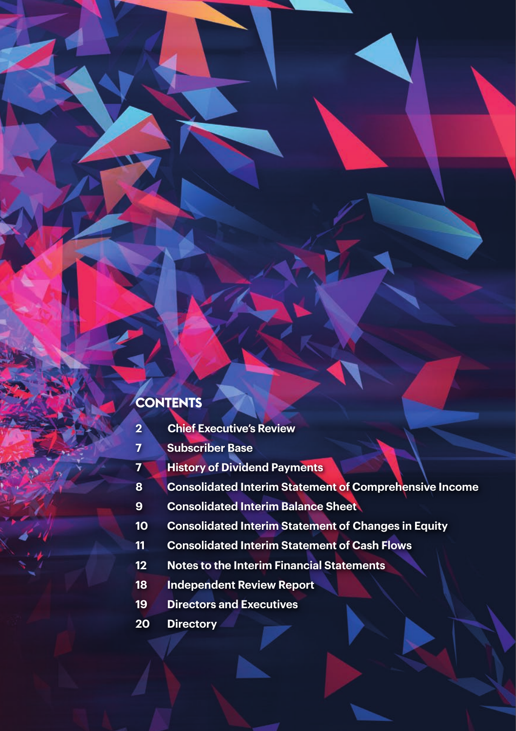## CONTENTS

| | |
|---|---|
| 2 | Chief Executive's Review |
| 7 | Subscriber Base |
| 7 | History of Dividend Payments |
| 8 | Consolidated Interim Statement of Comprehensive Income |
| 9 | Consolidated Interim Balance Sheet |
| 10 | Consolidated Interim Statement of Changes in Equity |
| 11 | Consolidated Interim Statement of Cash Flows |
| 12 | Notes to the Interim Financial Statements |
| 18 | Independent Review Report |
| 19 | Directors and Executives |
| 20 | Directory |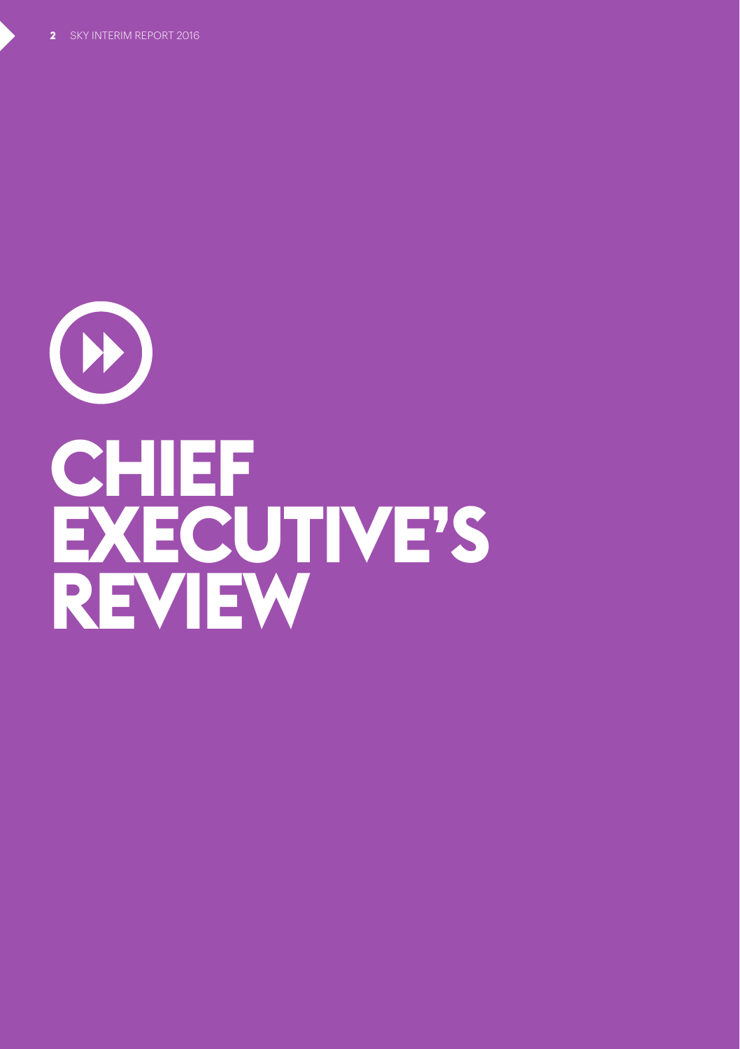# CHIEF EXECUTIVE'S REVIEW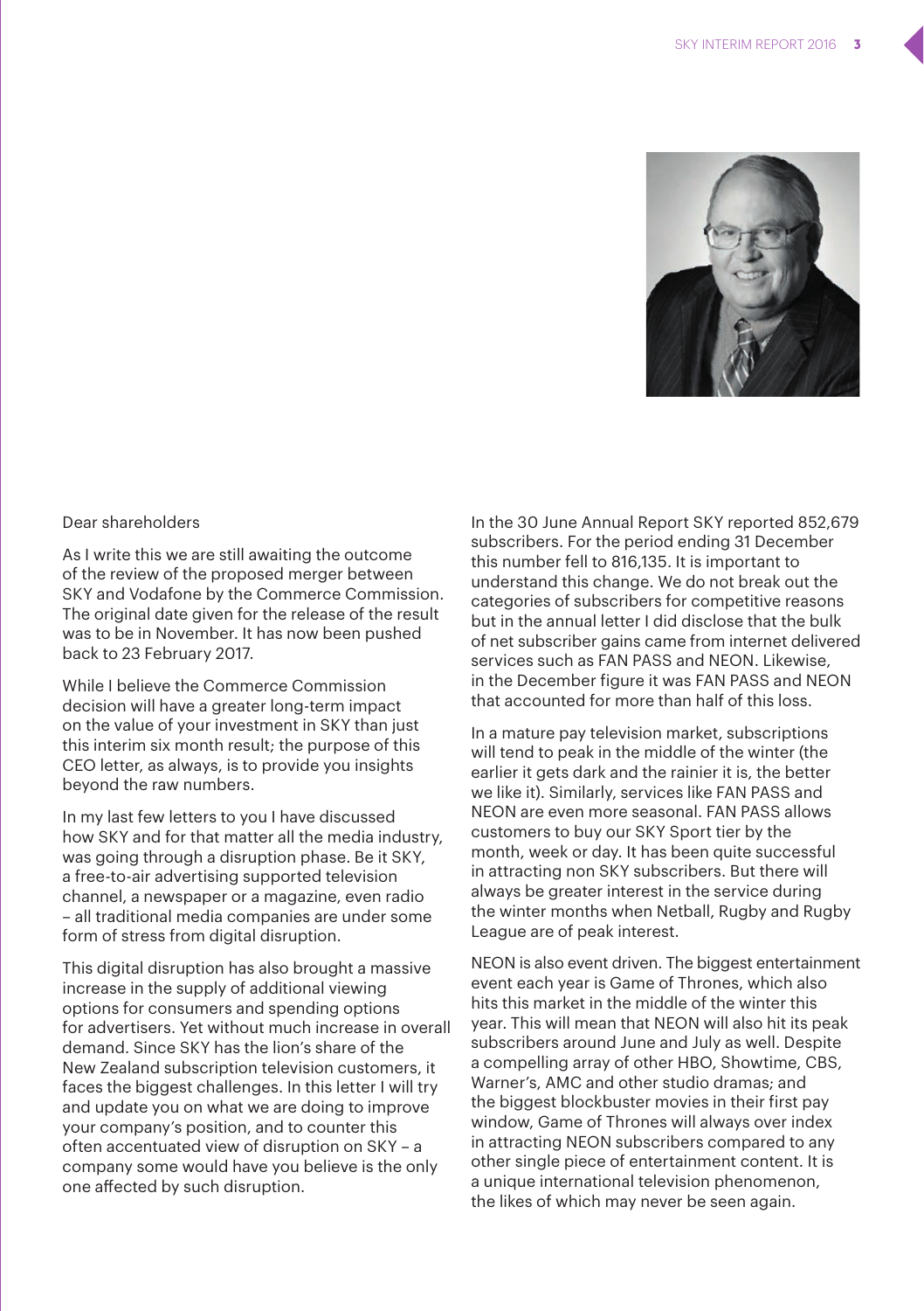Dear shareholders

As I write this we are still awaiting the outcome of the review of the proposed merger between SKY and Vodafone by the Commerce Commission. The original date given for the release of the result was to be in November. It has now been pushed back to 23 February 2017.

While I believe the Commerce Commission decision will have a greater long-term impact on the value of your investment in SKY than just this interim six month result; the purpose of this CEO letter, as always, is to provide you insights beyond the raw numbers.

In my last few letters to you I have discussed how SKY and for that matter all the media industry, was going through a disruption phase. Be it SKY, a free-to-air advertising supported television channel, a newspaper or a magazine, even radio – all traditional media companies are under some form of stress from digital disruption.

This digital disruption has also brought a massive increase in the supply of additional viewing options for consumers and spending options for advertisers. Yet without much increase in overall demand. Since SKY has the lion's share of the New Zealand subscription television customers, it faces the biggest challenges. In this letter I will try and update you on what we are doing to improve your company's position, and to counter this often accentuated view of disruption on SKY – a company some would have you believe is the only one affected by such disruption.

In the 30 June Annual Report SKY reported 852,679 subscribers. For the period ending 31 December this number fell to 816,135. It is important to understand this change. We do not break out the categories of subscribers for competitive reasons but in the annual letter I did disclose that the bulk of net subscriber gains came from internet delivered services such as FAN PASS and NEON. Likewise, in the December figure it was FAN PASS and NEON that accounted for more than half of this loss.

In a mature pay television market, subscriptions will tend to peak in the middle of the winter (the earlier it gets dark and the rainier it is, the better we like it). Similarly, services like FAN PASS and NEON are even more seasonal. FAN PASS allows customers to buy our SKY Sport tier by the month, week or day. It has been quite successful in attracting non SKY subscribers. But there will always be greater interest in the service during the winter months when Netball, Rugby and Rugby League are of peak interest.

NEON is also event driven. The biggest entertainment event each year is Game of Thrones, which also hits this market in the middle of the winter this year. This will mean that NEON will also hit its peak subscribers around June and July as well. Despite a compelling array of other HBO, Showtime, CBS, Warner's, AMC and other studio dramas; and the biggest blockbuster movies in their first pay window, Game of Thrones will always over index in attracting NEON subscribers compared to any other single piece of entertainment content. It is a unique international television phenomenon, the likes of which may never be seen again.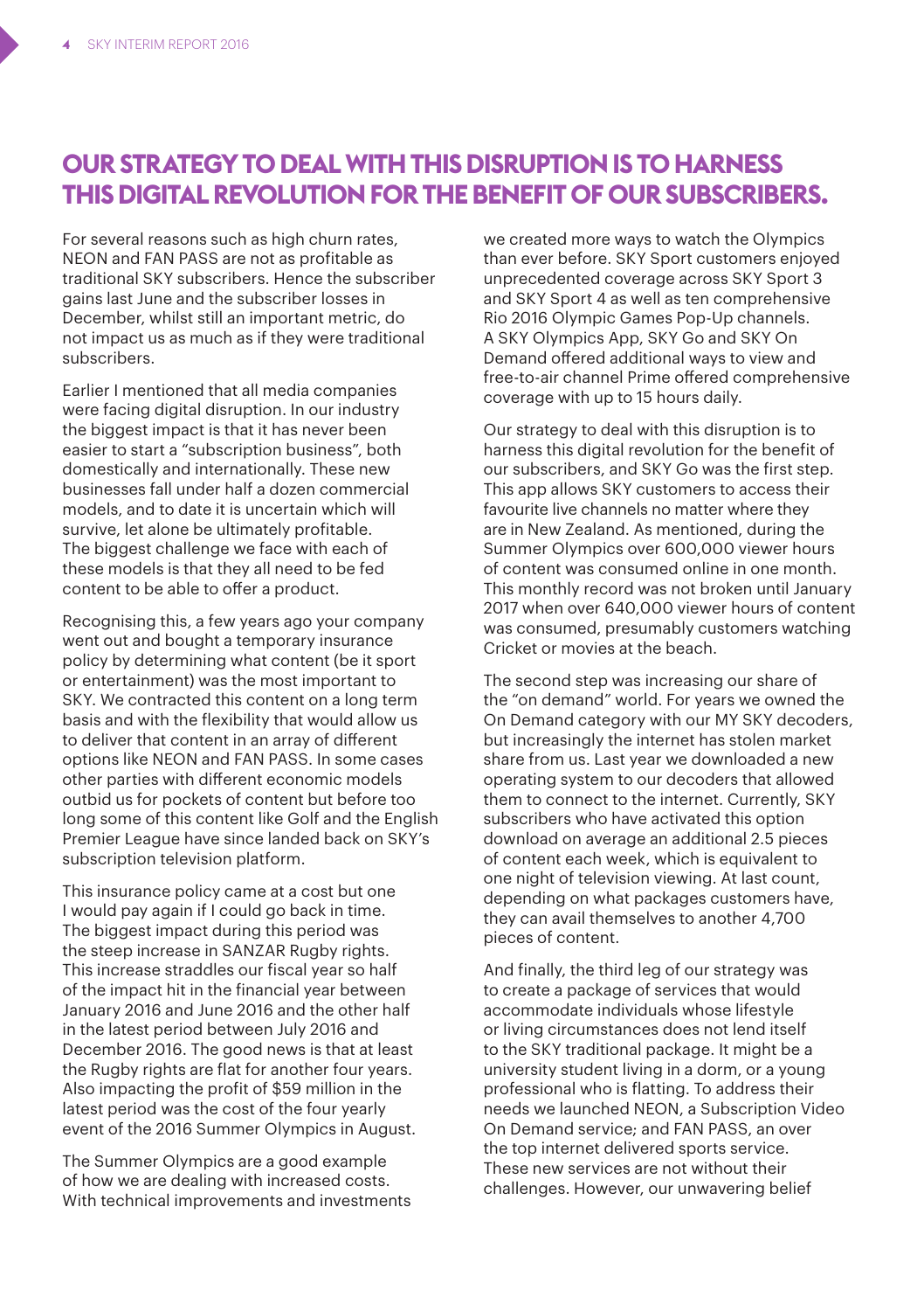# OUR STRATEGY TO DEAL WITH THIS DISRUPTION IS TO HARNESS THIS DIGITAL REVOLUTION FOR THE BENEFIT OF OUR SUBSCRIBERS.

For several reasons such as high churn rates, NEON and FAN PASS are not as profitable as traditional SKY subscribers. Hence the subscriber gains last June and the subscriber losses in December, whilst still an important metric, do not impact us as much as if they were traditional subscribers.

Earlier I mentioned that all media companies were facing digital disruption. In our industry the biggest impact is that it has never been easier to start a "subscription business", both domestically and internationally. These new businesses fall under half a dozen commercial models, and to date it is uncertain which will survive, let alone be ultimately profitable. The biggest challenge we face with each of these models is that they all need to be fed content to be able to offer a product.

Recognising this, a few years ago your company went out and bought a temporary insurance policy by determining what content (be it sport or entertainment) was the most important to SKY. We contracted this content on a long term basis and with the flexibility that would allow us to deliver that content in an array of different options like NEON and FAN PASS. In some cases other parties with different economic models outbid us for pockets of content but before too long some of this content like Golf and the English Premier League have since landed back on SKY's subscription television platform.

This insurance policy came at a cost but one I would pay again if I could go back in time. The biggest impact during this period was the steep increase in SANZAR Rugby rights. This increase straddles our fiscal year so half of the impact hit in the financial year between January 2016 and June 2016 and the other half in the latest period between July 2016 and December 2016. The good news is that at least the Rugby rights are flat for another four years. Also impacting the profit of $59 million in the latest period was the cost of the four yearly event of the 2016 Summer Olympics in August.

The Summer Olympics are a good example of how we are dealing with increased costs. With technical improvements and investments we created more ways to watch the Olympics than ever before. SKY Sport customers enjoyed unprecedented coverage across SKY Sport 3 and SKY Sport 4 as well as ten comprehensive Rio 2016 Olympic Games Pop-Up channels. A SKY Olympics App, SKY Go and SKY On Demand offered additional ways to view and free-to-air channel Prime offered comprehensive coverage with up to 15 hours daily.

Our strategy to deal with this disruption is to harness this digital revolution for the benefit of our subscribers, and SKY Go was the first step. This app allows SKY customers to access their favourite live channels no matter where they are in New Zealand. As mentioned, during the Summer Olympics over 600,000 viewer hours of content was consumed online in one month. This monthly record was not broken until January 2017 when over 640,000 viewer hours of content was consumed, presumably customers watching Cricket or movies at the beach.

The second step was increasing our share of the "on demand" world. For years we owned the On Demand category with our MY SKY decoders, but increasingly the internet has stolen market share from us. Last year we downloaded a new operating system to our decoders that allowed them to connect to the internet. Currently, SKY subscribers who have activated this option download on average an additional 2.5 pieces of content each week, which is equivalent to one night of television viewing. At last count, depending on what packages customers have, they can avail themselves to another 4,700 pieces of content.

And finally, the third leg of our strategy was to create a package of services that would accommodate individuals whose lifestyle or living circumstances does not lend itself to the SKY traditional package. It might be a university student living in a dorm, or a young professional who is flatting. To address their needs we launched NEON, a Subscription Video On Demand service; and FAN PASS, an over the top internet delivered sports service. These new services are not without their challenges. However, our unwavering belief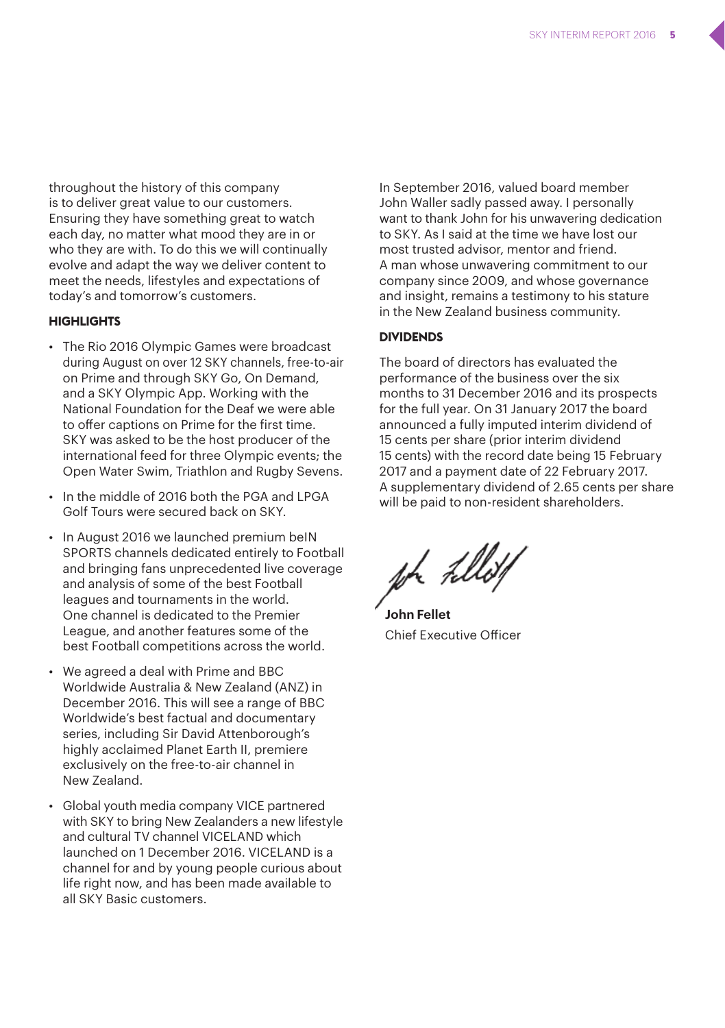throughout the history of this company is to deliver great value to our customers. Ensuring they have something great to watch each day, no matter what mood they are in or who they are with. To do this we will continually evolve and adapt the way we deliver content to meet the needs, lifestyles and expectations of today's and tomorrow's customers.

**HIGHLIGHTS**

- The Rio 2016 Olympic Games were broadcast during August on over 12 SKY channels, free-to-air on Prime and through SKY Go, On Demand, and a SKY Olympic App. Working with the National Foundation for the Deaf we were able to offer captions on Prime for the first time. SKY was asked to be the host producer of the international feed for three Olympic events; the Open Water Swim, Triathlon and Rugby Sevens.
- In the middle of 2016 both the PGA and LPGA Golf Tours were secured back on SKY.
- In August 2016 we launched premium beIN SPORTS channels dedicated entirely to Football and bringing fans unprecedented live coverage and analysis of some of the best Football leagues and tournaments in the world. One channel is dedicated to the Premier League, and another features some of the best Football competitions across the world.
- We agreed a deal with Prime and BBC Worldwide Australia & New Zealand (ANZ) in December 2016. This will see a range of BBC Worldwide's best factual and documentary series, including Sir David Attenborough's highly acclaimed Planet Earth II, premiere exclusively on the free-to-air channel in New Zealand.
- Global youth media company VICE partnered with SKY to bring New Zealanders a new lifestyle and cultural TV channel VICELAND which launched on 1 December 2016. VICELAND is a channel for and by young people curious about life right now, and has been made available to all SKY Basic customers.

In September 2016, valued board member John Waller sadly passed away. I personally want to thank John for his unwavering dedication to SKY. As I said at the time we have lost our most trusted advisor, mentor and friend. A man whose unwavering commitment to our company since 2009, and whose governance and insight, remains a testimony to his stature in the New Zealand business community.

**DIVIDENDS**

The board of directors has evaluated the performance of the business over the six months to 31 December 2016 and its prospects for the full year. On 31 January 2017 the board announced a fully imputed interim dividend of 15 cents per share (prior interim dividend 15 cents) with the record date being 15 February 2017 and a payment date of 22 February 2017. A supplementary dividend of 2.65 cents per share will be paid to non-resident shareholders.

**John Fellet**
Chief Executive Officer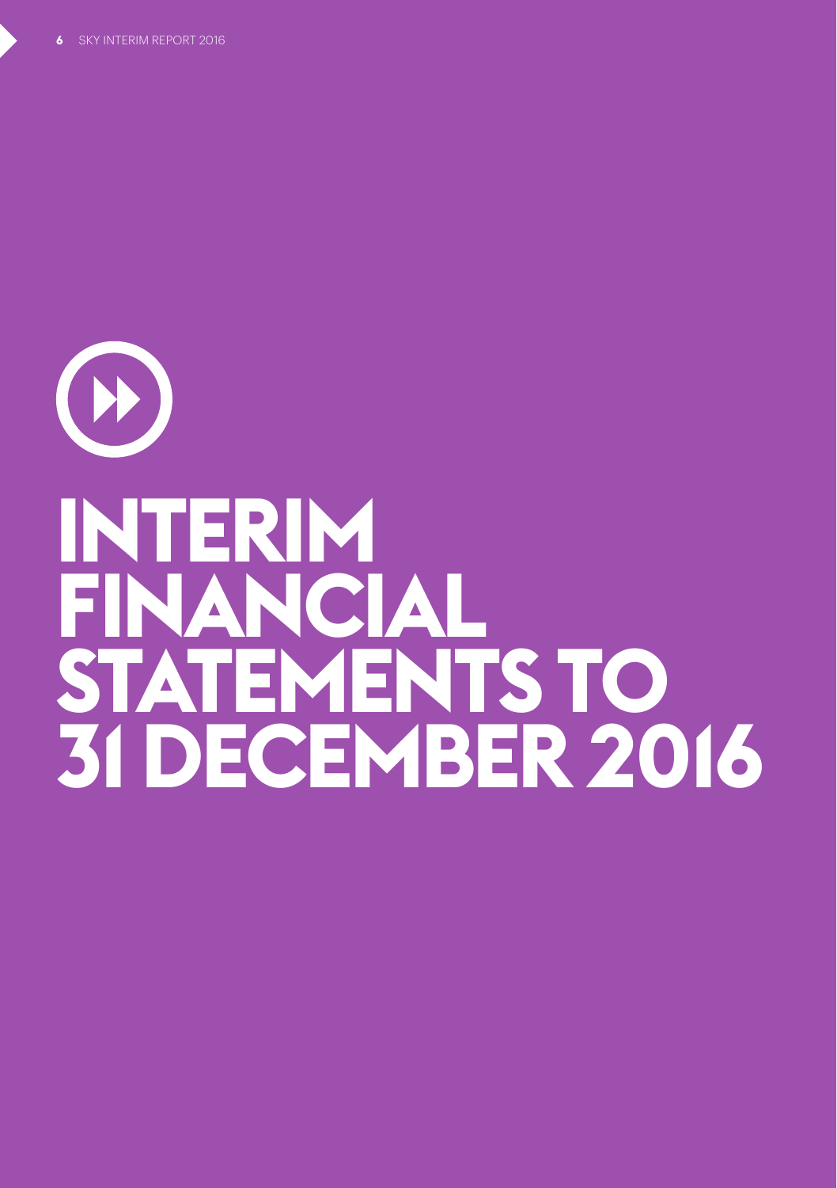# INTERIM FINANCIAL STATEMENTS TO 31 DECEMBER 2016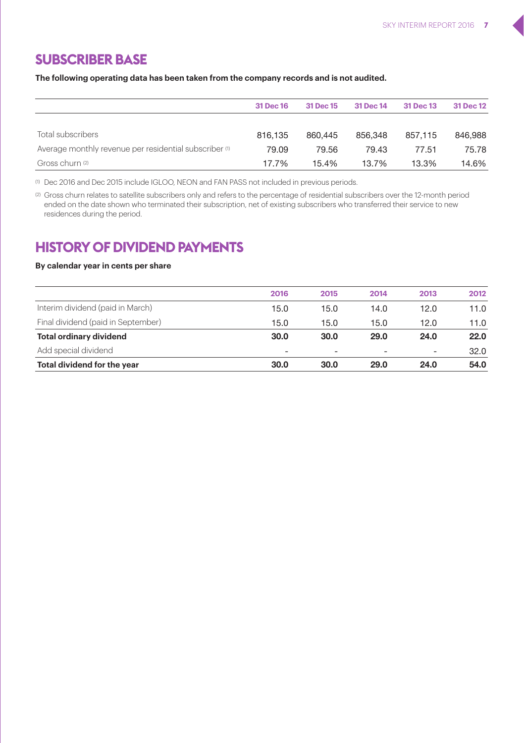## SUBSCRIBER BASE

**The following operating data has been taken from the company records and is not audited.**

| | 31 Dec 16 | 31 Dec 15 | 31 Dec 14 | 31 Dec 13 | 31 Dec 12 |
|---|---|---|---|---|---|
| Total subscribers | 816,135 | 860,445 | 856,348 | 857,115 | 846,988 |
| Average monthly revenue per residential subscriber [1] | 79.09 | 79.56 | 79.43 | 77.51 | 75.78 |
| Gross churn [2] | 17.7% | 15.4% | 13.7% | 13.3% | 14.6% |

[1] Dec 2016 and Dec 2015 include IGLOO, NEON and FAN PASS not included in previous periods.

[2] Gross churn relates to satellite subscribers only and refers to the percentage of residential subscribers over the 12-month period ended on the date shown who terminated their subscription, net of existing subscribers who transferred their service to new residences during the period.

## HISTORY OF DIVIDEND PAYMENTS

**By calendar year in cents per share**

| | 2016 | 2015 | 2014 | 2013 | 2012 |
|---|---|---|---|---|---|
| Interim dividend (paid in March) | 15.0 | 15.0 | 14.0 | 12.0 | 11.0 |
| Final dividend (paid in September) | 15.0 | 15.0 | 15.0 | 12.0 | 11.0 |
| **Total ordinary dividend** | **30.0** | **30.0** | **29.0** | **24.0** | **22.0** |
| Add special dividend | - | - | - | - | 32.0 |
| **Total dividend for the year** | **30.0** | **30.0** | **29.0** | **24.0** | **54.0** |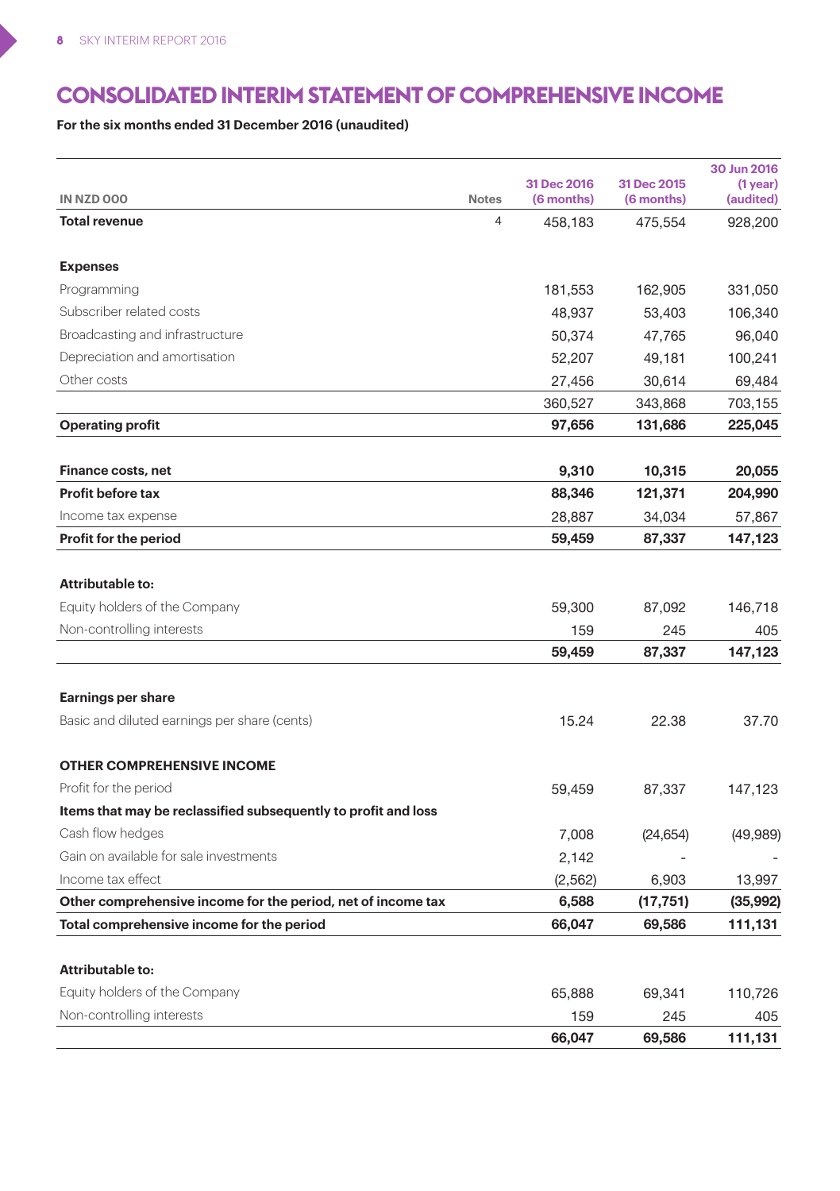# CONSOLIDATED INTERIM STATEMENT OF COMPREHENSIVE INCOME

**For the six months ended 31 December 2016 (unaudited)**

| IN NZD 000 | Notes | 31 Dec 2016 (6 months) | 31 Dec 2015 (6 months) | 30 Jun 2016 (1 year) (audited) |
|---|---|---|---|---|
| **Total revenue** | 4 | 458,183 | 475,554 | 928,200 |
| | | | | |
| **Expenses** | | | | |
| Programming | | 181,553 | 162,905 | 331,050 |
| Subscriber related costs | | 48,937 | 53,403 | 106,340 |
| Broadcasting and infrastructure | | 50,374 | 47,765 | 96,040 |
| Depreciation and amortisation | | 52,207 | 49,181 | 100,241 |
| Other costs | | 27,456 | 30,614 | 69,484 |
| | | 360,527 | 343,868 | 703,155 |
| **Operating profit** | | **97,656** | **131,686** | **225,045** |
| | | | | |
| **Finance costs, net** | | **9,310** | **10,315** | **20,055** |
| **Profit before tax** | | **88,346** | **121,371** | **204,990** |
| Income tax expense | | 28,887 | 34,034 | 57,867 |
| **Profit for the period** | | **59,459** | **87,337** | **147,123** |
| | | | | |
| **Attributable to:** | | | | |
| Equity holders of the Company | | 59,300 | 87,092 | 146,718 |
| Non-controlling interests | | 159 | 245 | 405 |
| | | **59,459** | **87,337** | **147,123** |
| | | | | |
| **Earnings per share** | | | | |
| Basic and diluted earnings per share (cents) | | 15.24 | 22.38 | 37.70 |
| | | | | |
| **OTHER COMPREHENSIVE INCOME** | | | | |
| Profit for the period | | 59,459 | 87,337 | 147,123 |
| **Items that may be reclassified subsequently to profit and loss** | | | | |
| Cash flow hedges | | 7,008 | (24,654) | (49,989) |
| Gain on available for sale investments | | 2,142 | - | - |
| Income tax effect | | (2,562) | 6,903 | 13,997 |
| **Other comprehensive income for the period, net of income tax** | | **6,588** | **(17,751)** | **(35,992)** |
| **Total comprehensive income for the period** | | **66,047** | **69,586** | **111,131** |
| | | | | |
| **Attributable to:** | | | | |
| Equity holders of the Company | | 65,888 | 69,341 | 110,726 |
| Non-controlling interests | | 159 | 245 | 405 |
| | | **66,047** | **69,586** | **111,131** |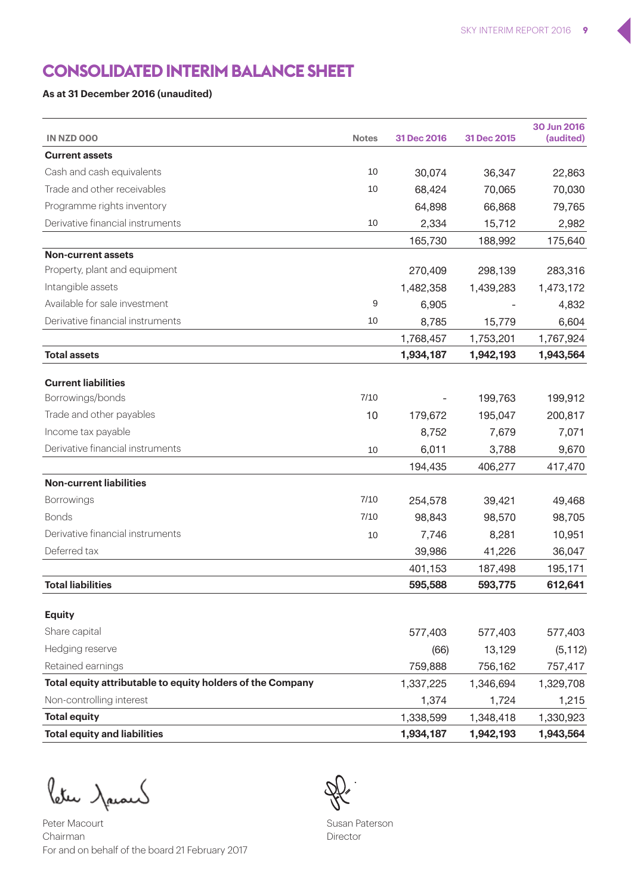# CONSOLIDATED INTERIM BALANCE SHEET

**As at 31 December 2016 (unaudited)**

| IN NZD 000 | Notes | 31 Dec 2016 | 31 Dec 2015 | 30 Jun 2016 (audited) |
|---|---|---|---|---|
| **Current assets** | | | | |
| Cash and cash equivalents | 10 | 30,074 | 36,347 | 22,863 |
| Trade and other receivables | 10 | 68,424 | 70,065 | 70,030 |
| Programme rights inventory | | 64,898 | 66,868 | 79,765 |
| Derivative financial instruments | 10 | 2,334 | 15,712 | 2,982 |
| | | 165,730 | 188,992 | 175,640 |
| **Non-current assets** | | | | |
| Property, plant and equipment | | 270,409 | 298,139 | 283,316 |
| Intangible assets | | 1,482,358 | 1,439,283 | 1,473,172 |
| Available for sale investment | 9 | 6,905 | - | 4,832 |
| Derivative financial instruments | 10 | 8,785 | 15,779 | 6,604 |
| | | 1,768,457 | 1,753,201 | 1,767,924 |
| **Total assets** | | **1,934,187** | **1,942,193** | **1,943,564** |
| **Current liabilities** | | | | |
| Borrowings/bonds | 7/10 | - | 199,763 | 199,912 |
| Trade and other payables | 10 | 179,672 | 195,047 | 200,817 |
| Income tax payable | | 8,752 | 7,679 | 7,071 |
| Derivative financial instruments | 10 | 6,011 | 3,788 | 9,670 |
| | | 194,435 | 406,277 | 417,470 |
| **Non-current liabilities** | | | | |
| Borrowings | 7/10 | 254,578 | 39,421 | 49,468 |
| Bonds | 7/10 | 98,843 | 98,570 | 98,705 |
| Derivative financial instruments | 10 | 7,746 | 8,281 | 10,951 |
| Deferred tax | | 39,986 | 41,226 | 36,047 |
| | | 401,153 | 187,498 | 195,171 |
| **Total liabilities** | | **595,588** | **593,775** | **612,641** |
| **Equity** | | | | |
| Share capital | | 577,403 | 577,403 | 577,403 |
| Hedging reserve | | (66) | 13,129 | (5,112) |
| Retained earnings | | 759,888 | 756,162 | 757,417 |
| **Total equity attributable to equity holders of the Company** | | 1,337,225 | 1,346,694 | 1,329,708 |
| Non-controlling interest | | 1,374 | 1,724 | 1,215 |
| **Total equity** | | 1,338,599 | 1,348,418 | 1,330,923 |
| **Total equity and liabilities** | | **1,934,187** | **1,942,193** | **1,943,564** |

Peter Macourt
Chairman
For and on behalf of the board 21 February 2017

Susan Paterson
Director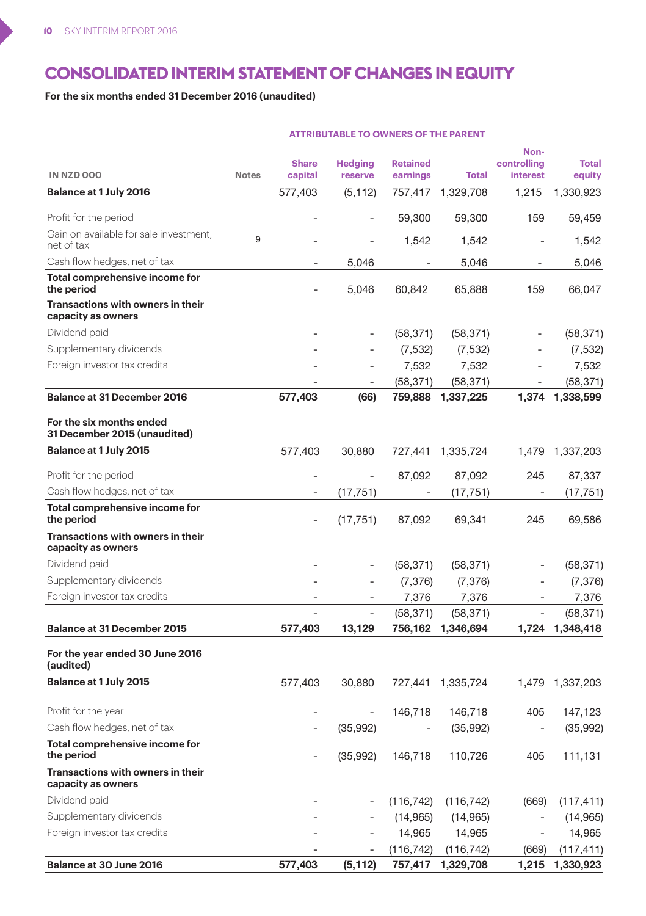# CONSOLIDATED INTERIM STATEMENT OF CHANGES IN EQUITY

**For the six months ended 31 December 2016 (unaudited)**

| | | ATTRIBUTABLE TO OWNERS OF THE PARENT | | | | | |
|---|---|---|---|---|---|---|---|
| IN NZD 000 | Notes | Share capital | Hedging reserve | Retained earnings | Total | Non-controlling interest | Total equity |
| **Balance at 1 July 2016** | | 577,403 | (5,112) | 757,417 | 1,329,708 | 1,215 | 1,330,923 |
| Profit for the period | | - | - | 59,300 | 59,300 | 159 | 59,459 |
| Gain on available for sale investment, net of tax | 9 | - | - | 1,542 | 1,542 | - | 1,542 |
| Cash flow hedges, net of tax | | - | 5,046 | - | 5,046 | - | 5,046 |
| **Total comprehensive income for the period** | | - | 5,046 | 60,842 | 65,888 | 159 | 66,047 |
| **Transactions with owners in their capacity as owners** | | | | | | | |
| Dividend paid | | - | - | (58,371) | (58,371) | - | (58,371) |
| Supplementary dividends | | - | - | (7,532) | (7,532) | - | (7,532) |
| Foreign investor tax credits | | - | - | 7,532 | 7,532 | - | 7,532 |
| | | - | - | (58,371) | (58,371) | - | (58,371) |
| **Balance at 31 December 2016** | | **577,403** | **(66)** | **759,888** | **1,337,225** | **1,374** | **1,338,599** |
| **For the six months ended 31 December 2015 (unaudited)** | | | | | | | |
| **Balance at 1 July 2015** | | 577,403 | 30,880 | 727,441 | 1,335,724 | 1,479 | 1,337,203 |
| Profit for the period | | - | - | 87,092 | 87,092 | 245 | 87,337 |
| Cash flow hedges, net of tax | | - | (17,751) | - | (17,751) | - | (17,751) |
| **Total comprehensive income for the period** | | - | (17,751) | 87,092 | 69,341 | 245 | 69,586 |
| **Transactions with owners in their capacity as owners** | | | | | | | |
| Dividend paid | | - | - | (58,371) | (58,371) | - | (58,371) |
| Supplementary dividends | | - | - | (7,376) | (7,376) | - | (7,376) |
| Foreign investor tax credits | | - | - | 7,376 | 7,376 | - | 7,376 |
| | | - | - | (58,371) | (58,371) | - | (58,371) |
| **Balance at 31 December 2015** | | **577,403** | **13,129** | **756,162** | **1,346,694** | **1,724** | **1,348,418** |
| **For the year ended 30 June 2016 (audited)** | | | | | | | |
| **Balance at 1 July 2015** | | 577,403 | 30,880 | 727,441 | 1,335,724 | 1,479 | 1,337,203 |
| Profit for the year | | - | - | 146,718 | 146,718 | 405 | 147,123 |
| Cash flow hedges, net of tax | | - | (35,992) | - | (35,992) | - | (35,992) |
| **Total comprehensive income for the period** | | - | (35,992) | 146,718 | 110,726 | 405 | 111,131 |
| **Transactions with owners in their capacity as owners** | | | | | | | |
| Dividend paid | | - | - | (116,742) | (116,742) | (669) | (117,411) |
| Supplementary dividends | | - | - | (14,965) | (14,965) | - | (14,965) |
| Foreign investor tax credits | | - | - | 14,965 | 14,965 | - | 14,965 |
| | | - | - | (116,742) | (116,742) | (669) | (117,411) |
| **Balance at 30 June 2016** | | **577,403** | **(5,112)** | **757,417** | **1,329,708** | **1,215** | **1,330,923** |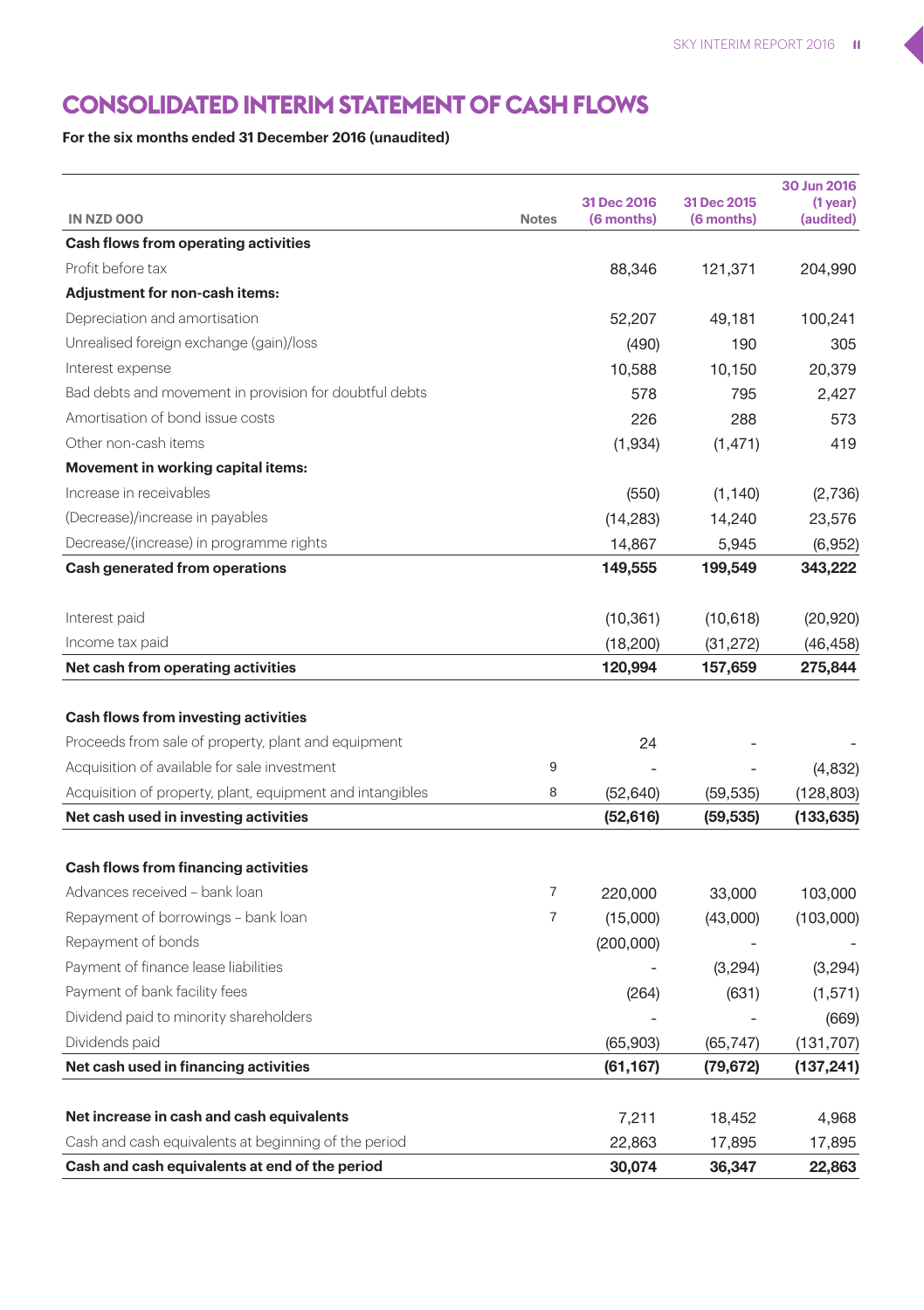# CONSOLIDATED INTERIM STATEMENT OF CASH FLOWS

**For the six months ended 31 December 2016 (unaudited)**

| IN NZD 000 | Notes | 31 Dec 2016 (6 months) | 31 Dec 2015 (6 months) | 30 Jun 2016 (1 year) (audited) |
|---|---|---|---|---|
| **Cash flows from operating activities** | | | | |
| Profit before tax | | 88,346 | 121,371 | 204,990 |
| **Adjustment for non-cash items:** | | | | |
| Depreciation and amortisation | | 52,207 | 49,181 | 100,241 |
| Unrealised foreign exchange (gain)/loss | | (490) | 190 | 305 |
| Interest expense | | 10,588 | 10,150 | 20,379 |
| Bad debts and movement in provision for doubtful debts | | 578 | 795 | 2,427 |
| Amortisation of bond issue costs | | 226 | 288 | 573 |
| Other non-cash items | | (1,934) | (1,471) | 419 |
| **Movement in working capital items:** | | | | |
| Increase in receivables | | (550) | (1,140) | (2,736) |
| (Decrease)/increase in payables | | (14,283) | 14,240 | 23,576 |
| Decrease/(increase) in programme rights | | 14,867 | 5,945 | (6,952) |
| **Cash generated from operations** | | **149,555** | **199,549** | **343,222** |
| Interest paid | | (10,361) | (10,618) | (20,920) |
| Income tax paid | | (18,200) | (31,272) | (46,458) |
| **Net cash from operating activities** | | **120,994** | **157,659** | **275,844** |
| **Cash flows from investing activities** | | | | |
| Proceeds from sale of property, plant and equipment | | 24 | - | - |
| Acquisition of available for sale investment | 9 | - | - | (4,832) |
| Acquisition of property, plant, equipment and intangibles | 8 | (52,640) | (59,535) | (128,803) |
| **Net cash used in investing activities** | | **(52,616)** | **(59,535)** | **(133,635)** |
| **Cash flows from financing activities** | | | | |
| Advances received – bank loan | 7 | 220,000 | 33,000 | 103,000 |
| Repayment of borrowings – bank loan | 7 | (15,000) | (43,000) | (103,000) |
| Repayment of bonds | | (200,000) | - | - |
| Payment of finance lease liabilities | | - | (3,294) | (3,294) |
| Payment of bank facility fees | | (264) | (631) | (1,571) |
| Dividend paid to minority shareholders | | - | - | (669) |
| Dividends paid | | (65,903) | (65,747) | (131,707) |
| **Net cash used in financing activities** | | **(61,167)** | **(79,672)** | **(137,241)** |
| **Net increase in cash and cash equivalents** | | 7,211 | 18,452 | 4,968 |
| Cash and cash equivalents at beginning of the period | | 22,863 | 17,895 | 17,895 |
| **Cash and cash equivalents at end of the period** | | **30,074** | **36,347** | **22,863** |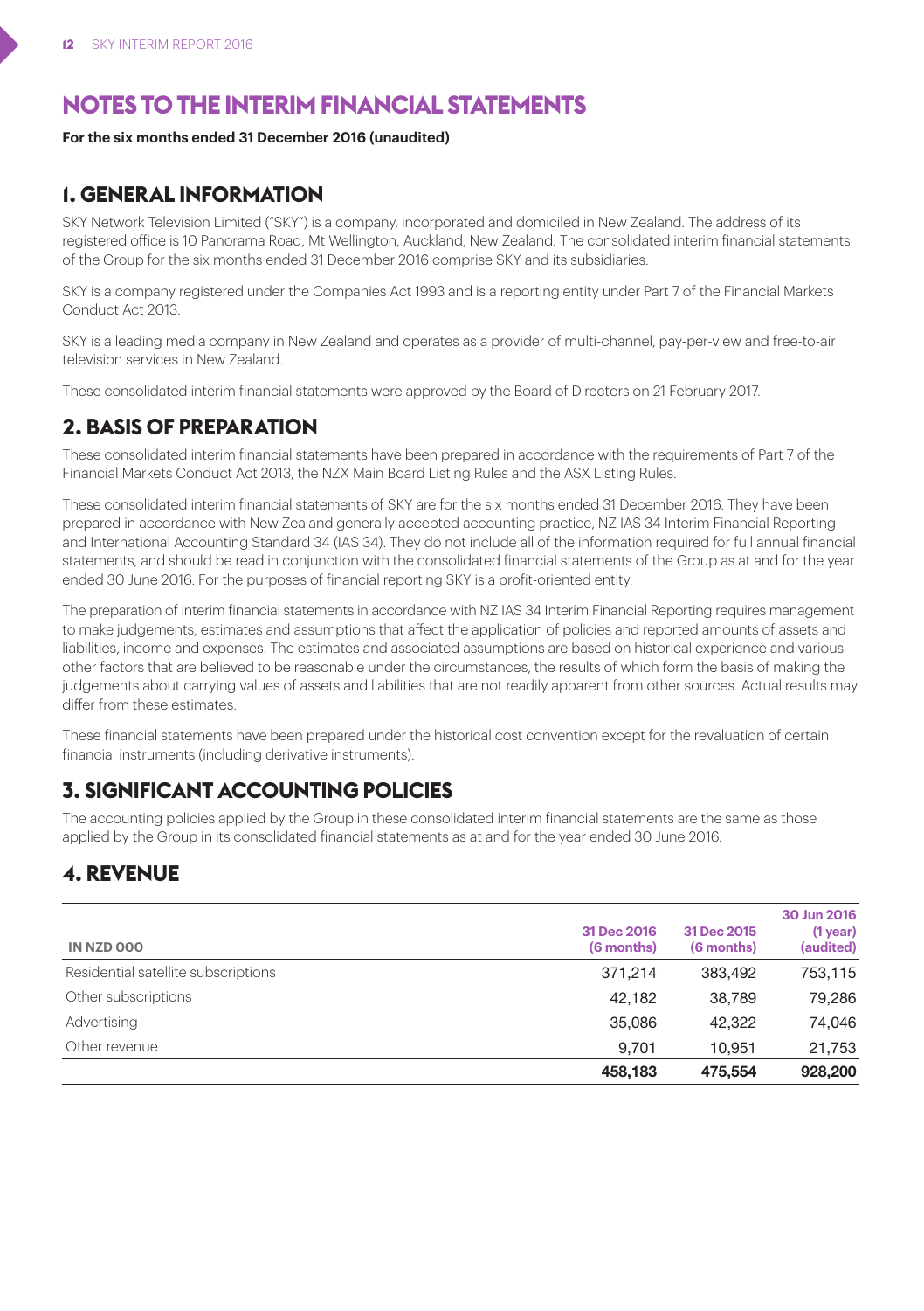# NOTES TO THE INTERIM FINANCIAL STATEMENTS

**For the six months ended 31 December 2016 (unaudited)**

## 1. GENERAL INFORMATION

SKY Network Television Limited ("SKY") is a company, incorporated and domiciled in New Zealand. The address of its registered office is 10 Panorama Road, Mt Wellington, Auckland, New Zealand. The consolidated interim financial statements of the Group for the six months ended 31 December 2016 comprise SKY and its subsidiaries.

SKY is a company registered under the Companies Act 1993 and is a reporting entity under Part 7 of the Financial Markets Conduct Act 2013.

SKY is a leading media company in New Zealand and operates as a provider of multi-channel, pay-per-view and free-to-air television services in New Zealand.

These consolidated interim financial statements were approved by the Board of Directors on 21 February 2017.

## 2. BASIS OF PREPARATION

These consolidated interim financial statements have been prepared in accordance with the requirements of Part 7 of the Financial Markets Conduct Act 2013, the NZX Main Board Listing Rules and the ASX Listing Rules.

These consolidated interim financial statements of SKY are for the six months ended 31 December 2016. They have been prepared in accordance with New Zealand generally accepted accounting practice, NZ IAS 34 Interim Financial Reporting and International Accounting Standard 34 (IAS 34). They do not include all of the information required for full annual financial statements, and should be read in conjunction with the consolidated financial statements of the Group as at and for the year ended 30 June 2016. For the purposes of financial reporting SKY is a profit-oriented entity.

The preparation of interim financial statements in accordance with NZ IAS 34 Interim Financial Reporting requires management to make judgements, estimates and assumptions that affect the application of policies and reported amounts of assets and liabilities, income and expenses. The estimates and associated assumptions are based on historical experience and various other factors that are believed to be reasonable under the circumstances, the results of which form the basis of making the judgements about carrying values of assets and liabilities that are not readily apparent from other sources. Actual results may differ from these estimates.

These financial statements have been prepared under the historical cost convention except for the revaluation of certain financial instruments (including derivative instruments).

## 3. SIGNIFICANT ACCOUNTING POLICIES

The accounting policies applied by the Group in these consolidated interim financial statements are the same as those applied by the Group in its consolidated financial statements as at and for the year ended 30 June 2016.

## 4. REVENUE

| IN NZD 000 | 31 Dec 2016 (6 months) | 31 Dec 2015 (6 months) | 30 Jun 2016 (1 year) (audited) |
|---|---|---|---|
| Residential satellite subscriptions | 371,214 | 383,492 | 753,115 |
| Other subscriptions | 42,182 | 38,789 | 79,286 |
| Advertising | 35,086 | 42,322 | 74,046 |
| Other revenue | 9,701 | 10,951 | 21,753 |
| | **458,183** | **475,554** | **928,200** |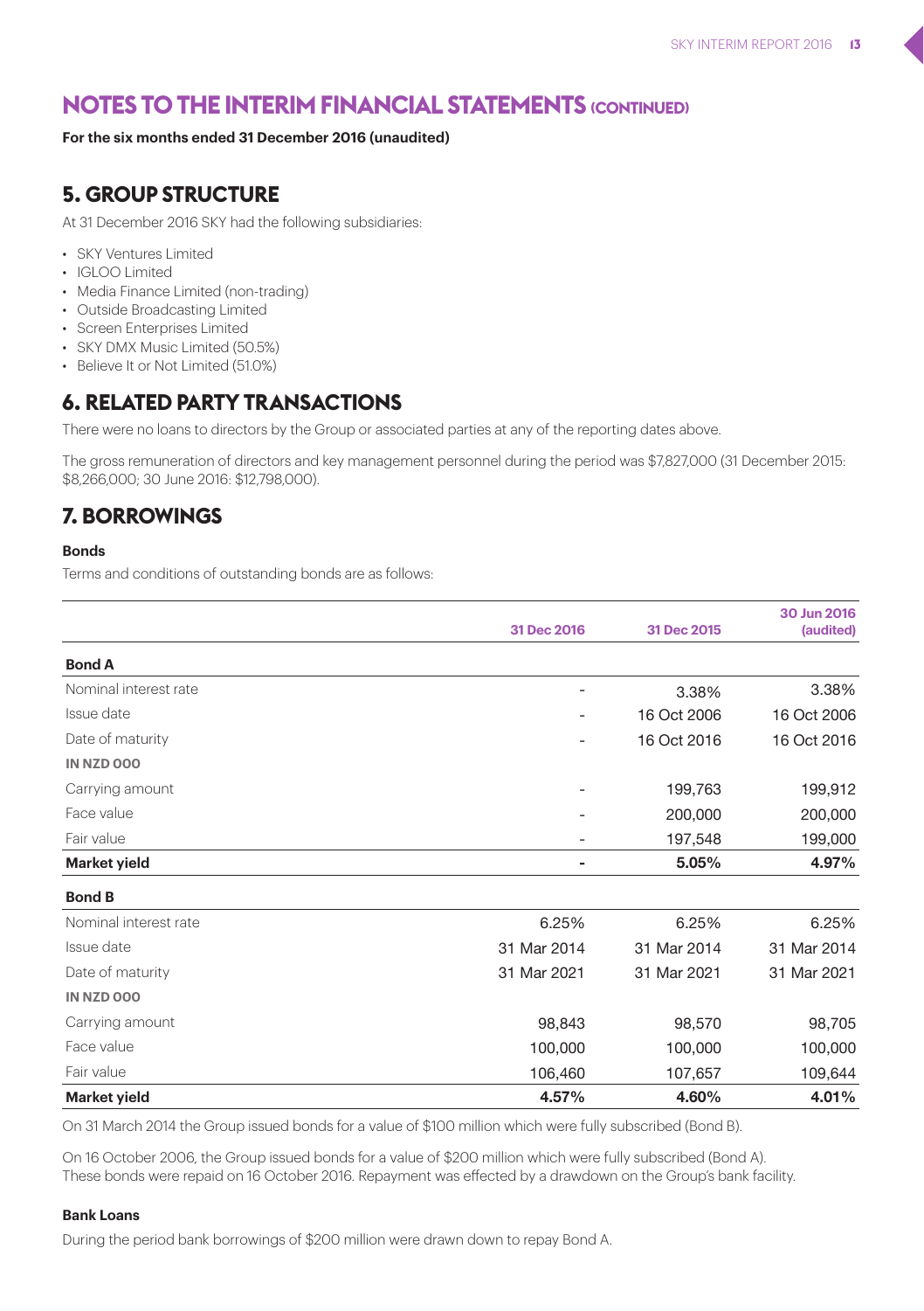# NOTES TO THE INTERIM FINANCIAL STATEMENTS (CONTINUED)

**For the six months ended 31 December 2016 (unaudited)**

## 5. GROUP STRUCTURE

At 31 December 2016 SKY had the following subsidiaries:

- SKY Ventures Limited
- IGLOO Limited
- Media Finance Limited (non-trading)
- Outside Broadcasting Limited
- Screen Enterprises Limited
- SKY DMX Music Limited (50.5%)
- Believe It or Not Limited (51.0%)

## 6. RELATED PARTY TRANSACTIONS

There were no loans to directors by the Group or associated parties at any of the reporting dates above.

The gross remuneration of directors and key management personnel during the period was $7,827,000 (31 December 2015: $8,266,000; 30 June 2016: $12,798,000).

## 7. BORROWINGS

### Bonds

Terms and conditions of outstanding bonds are as follows:

| | 31 Dec 2016 | 31 Dec 2015 | 30 Jun 2016 (audited) |
|---|---|---|---|
| **Bond A** | | | |
| Nominal interest rate | - | 3.38% | 3.38% |
| Issue date | - | 16 Oct 2006 | 16 Oct 2006 |
| Date of maturity | - | 16 Oct 2016 | 16 Oct 2016 |
| **IN NZD 000** | | | |
| Carrying amount | - | 199,763 | 199,912 |
| Face value | - | 200,000 | 200,000 |
| Fair value | - | 197,548 | 199,000 |
| **Market yield** | **-** | **5.05%** | **4.97%** |
| **Bond B** | | | |
| Nominal interest rate | 6.25% | 6.25% | 6.25% |
| Issue date | 31 Mar 2014 | 31 Mar 2014 | 31 Mar 2014 |
| Date of maturity | 31 Mar 2021 | 31 Mar 2021 | 31 Mar 2021 |
| **IN NZD 000** | | | |
| Carrying amount | 98,843 | 98,570 | 98,705 |
| Face value | 100,000 | 100,000 | 100,000 |
| Fair value | 106,460 | 107,657 | 109,644 |
| **Market yield** | **4.57%** | **4.60%** | **4.01%** |

On 31 March 2014 the Group issued bonds for a value of $100 million which were fully subscribed (Bond B).

On 16 October 2006, the Group issued bonds for a value of $200 million which were fully subscribed (Bond A). These bonds were repaid on 16 October 2016. Repayment was effected by a drawdown on the Group's bank facility.

### Bank Loans

During the period bank borrowings of $200 million were drawn down to repay Bond A.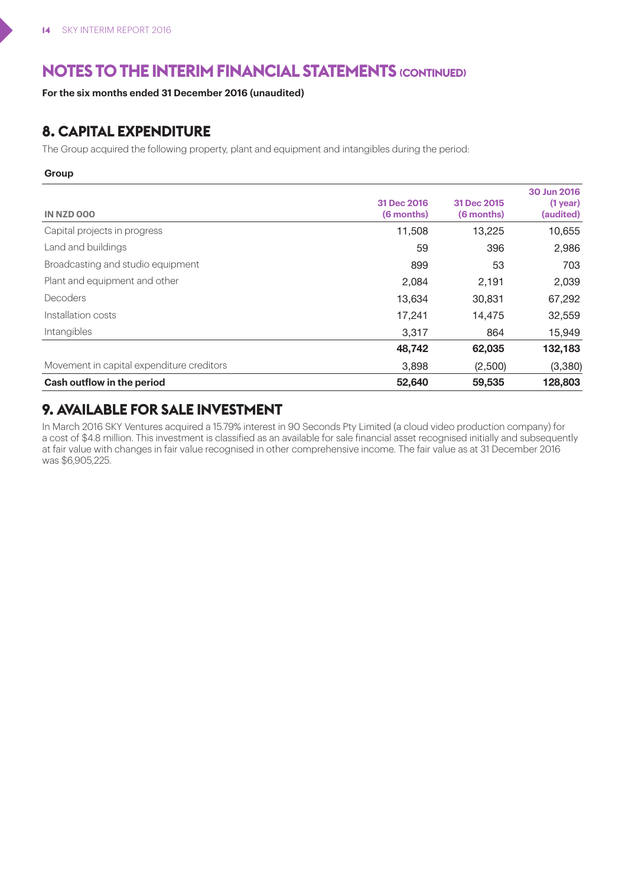# NOTES TO THE INTERIM FINANCIAL STATEMENTS (CONTINUED)

**For the six months ended 31 December 2016 (unaudited)**

## 8. CAPITAL EXPENDITURE

The Group acquired the following property, plant and equipment and intangibles during the period:

**Group**

| IN NZD 000 | 31 Dec 2016 (6 months) | 31 Dec 2015 (6 months) | 30 Jun 2016 (1 year) (audited) |
|---|---|---|---|
| Capital projects in progress | 11,508 | 13,225 | 10,655 |
| Land and buildings | 59 | 396 | 2,986 |
| Broadcasting and studio equipment | 899 | 53 | 703 |
| Plant and equipment and other | 2,084 | 2,191 | 2,039 |
| Decoders | 13,634 | 30,831 | 67,292 |
| Installation costs | 17,241 | 14,475 | 32,559 |
| Intangibles | 3,317 | 864 | 15,949 |
| | **48,742** | **62,035** | **132,183** |
| Movement in capital expenditure creditors | 3,898 | (2,500) | (3,380) |
| **Cash outflow in the period** | **52,640** | **59,535** | **128,803** |

## 9. AVAILABLE FOR SALE INVESTMENT

In March 2016 SKY Ventures acquired a 15.79% interest in 90 Seconds Pty Limited (a cloud video production company) for a cost of $4.8 million. This investment is classified as an available for sale financial asset recognised initially and subsequently at fair value with changes in fair value recognised in other comprehensive income. The fair value as at 31 December 2016 was $6,905,225.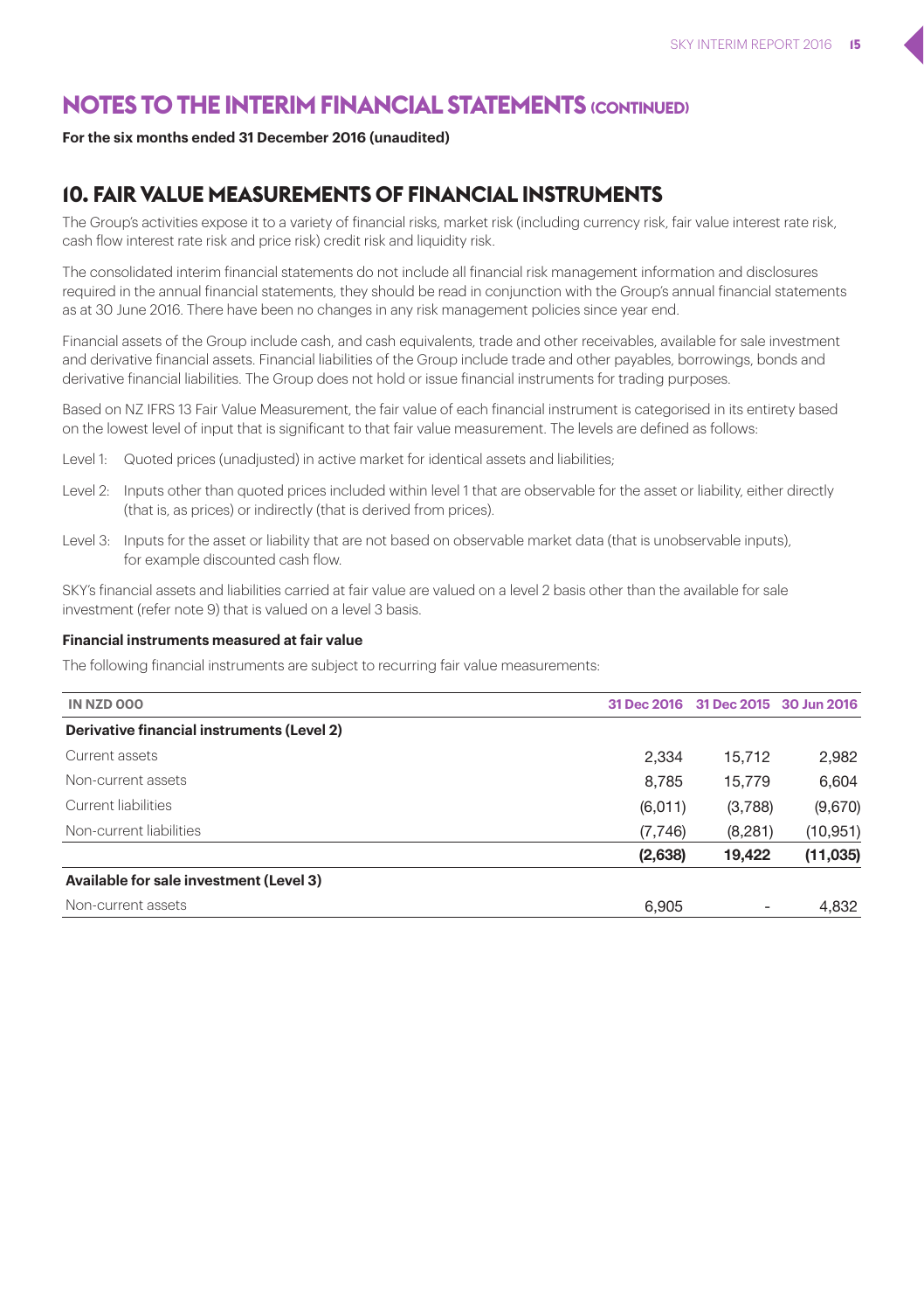# NOTES TO THE INTERIM FINANCIAL STATEMENTS (CONTINUED)

**For the six months ended 31 December 2016 (unaudited)**

## 10. FAIR VALUE MEASUREMENTS OF FINANCIAL INSTRUMENTS

The Group's activities expose it to a variety of financial risks, market risk (including currency risk, fair value interest rate risk, cash flow interest rate risk and price risk) credit risk and liquidity risk.

The consolidated interim financial statements do not include all financial risk management information and disclosures required in the annual financial statements, they should be read in conjunction with the Group's annual financial statements as at 30 June 2016. There have been no changes in any risk management policies since year end.

Financial assets of the Group include cash, and cash equivalents, trade and other receivables, available for sale investment and derivative financial assets. Financial liabilities of the Group include trade and other payables, borrowings, bonds and derivative financial liabilities. The Group does not hold or issue financial instruments for trading purposes.

Based on NZ IFRS 13 Fair Value Measurement, the fair value of each financial instrument is categorised in its entirety based on the lowest level of input that is significant to that fair value measurement. The levels are defined as follows:

Level 1: Quoted prices (unadjusted) in active market for identical assets and liabilities;

Level 2: Inputs other than quoted prices included within level 1 that are observable for the asset or liability, either directly (that is, as prices) or indirectly (that is derived from prices).

Level 3: Inputs for the asset or liability that are not based on observable market data (that is unobservable inputs), for example discounted cash flow.

SKY's financial assets and liabilities carried at fair value are valued on a level 2 basis other than the available for sale investment (refer note 9) that is valued on a level 3 basis.

**Financial instruments measured at fair value**

The following financial instruments are subject to recurring fair value measurements:

| IN NZD 000 | 31 Dec 2016 | 31 Dec 2015 | 30 Jun 2016 |
|---|---|---|---|
| **Derivative financial instruments (Level 2)** | | | |
| Current assets | 2,334 | 15,712 | 2,982 |
| Non-current assets | 8,785 | 15,779 | 6,604 |
| Current liabilities | (6,011) | (3,788) | (9,670) |
| Non-current liabilities | (7,746) | (8,281) | (10,951) |
| | **(2,638)** | **19,422** | **(11,035)** |
| **Available for sale investment (Level 3)** | | | |
| Non-current assets | 6,905 | - | 4,832 |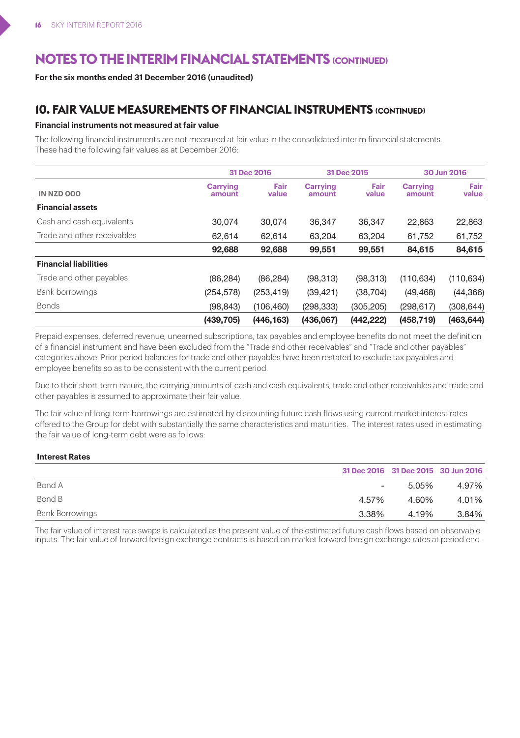# NOTES TO THE INTERIM FINANCIAL STATEMENTS (CONTINUED)

**For the six months ended 31 December 2016 (unaudited)**

## 10. FAIR VALUE MEASUREMENTS OF FINANCIAL INSTRUMENTS (CONTINUED)

**Financial instruments not measured at fair value**

The following financial instruments are not measured at fair value in the consolidated interim financial statements. These had the following fair values as at December 2016:

| | 31 Dec 2016 | | 31 Dec 2015 | | 30 Jun 2016 | |
|---|---|---|---|---|---|---|
| **IN NZD 000** | **Carrying amount** | **Fair value** | **Carrying amount** | **Fair value** | **Carrying amount** | **Fair value** |
| **Financial assets** | | | | | | |
| Cash and cash equivalents | 30,074 | 30,074 | 36,347 | 36,347 | 22,863 | 22,863 |
| Trade and other receivables | 62,614 | 62,614 | 63,204 | 63,204 | 61,752 | 61,752 |
| | **92,688** | **92,688** | **99,551** | **99,551** | **84,615** | **84,615** |
| **Financial liabilities** | | | | | | |
| Trade and other payables | (86,284) | (86,284) | (98,313) | (98,313) | (110,634) | (110,634) |
| Bank borrowings | (254,578) | (253,419) | (39,421) | (38,704) | (49,468) | (44,366) |
| Bonds | (98,843) | (106,460) | (298,333) | (305,205) | (298,617) | (308,644) |
| | **(439,705)** | **(446,163)** | **(436,067)** | **(442,222)** | **(458,719)** | **(463,644)** |

Prepaid expenses, deferred revenue, unearned subscriptions, tax payables and employee benefits do not meet the definition of a financial instrument and have been excluded from the "Trade and other receivables" and "Trade and other payables" categories above. Prior period balances for trade and other payables have been restated to exclude tax payables and employee benefits so as to be consistent with the current period.

Due to their short-term nature, the carrying amounts of cash and cash equivalents, trade and other receivables and trade and other payables is assumed to approximate their fair value.

The fair value of long-term borrowings are estimated by discounting future cash flows using current market interest rates offered to the Group for debt with substantially the same characteristics and maturities. The interest rates used in estimating the fair value of long-term debt were as follows:

**Interest Rates**

| | 31 Dec 2016 | 31 Dec 2015 | 30 Jun 2016 |
|---|---|---|---|
| Bond A | - | 5.05% | 4.97% |
| Bond B | 4.57% | 4.60% | 4.01% |
| Bank Borrowings | 3.38% | 4.19% | 3.84% |

The fair value of interest rate swaps is calculated as the present value of the estimated future cash flows based on observable inputs. The fair value of forward foreign exchange contracts is based on market forward foreign exchange rates at period end.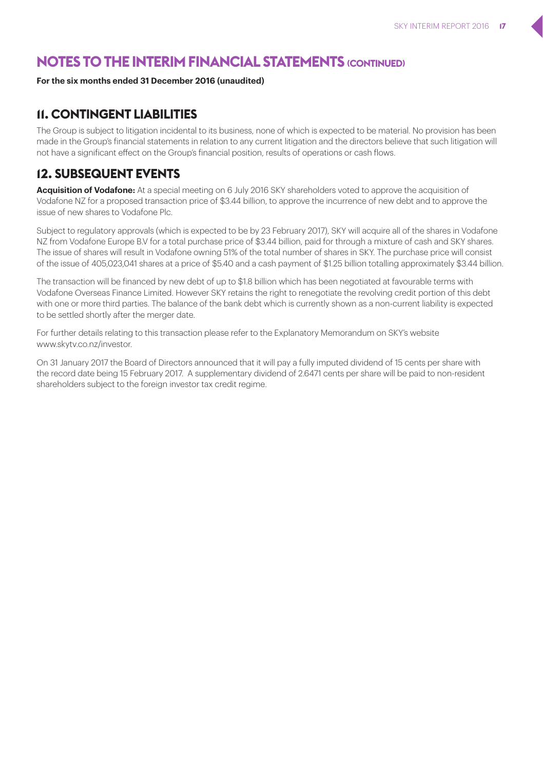# NOTES TO THE INTERIM FINANCIAL STATEMENTS (CONTINUED)

**For the six months ended 31 December 2016 (unaudited)**

## 11. CONTINGENT LIABILITIES

The Group is subject to litigation incidental to its business, none of which is expected to be material. No provision has been made in the Group's financial statements in relation to any current litigation and the directors believe that such litigation will not have a significant effect on the Group's financial position, results of operations or cash flows.

## 12. SUBSEQUENT EVENTS

**Acquisition of Vodafone:** At a special meeting on 6 July 2016 SKY shareholders voted to approve the acquisition of Vodafone NZ for a proposed transaction price of $3.44 billion, to approve the incurrence of new debt and to approve the issue of new shares to Vodafone Plc.

Subject to regulatory approvals (which is expected to be by 23 February 2017), SKY will acquire all of the shares in Vodafone NZ from Vodafone Europe B.V for a total purchase price of $3.44 billion, paid for through a mixture of cash and SKY shares. The issue of shares will result in Vodafone owning 51% of the total number of shares in SKY. The purchase price will consist of the issue of 405,023,041 shares at a price of $5.40 and a cash payment of $1.25 billion totalling approximately $3.44 billion.

The transaction will be financed by new debt of up to $1.8 billion which has been negotiated at favourable terms with Vodafone Overseas Finance Limited. However SKY retains the right to renegotiate the revolving credit portion of this debt with one or more third parties. The balance of the bank debt which is currently shown as a non-current liability is expected to be settled shortly after the merger date.

For further details relating to this transaction please refer to the Explanatory Memorandum on SKY's website www.skytv.co.nz/investor.

On 31 January 2017 the Board of Directors announced that it will pay a fully imputed dividend of 15 cents per share with the record date being 15 February 2017. A supplementary dividend of 2.6471 cents per share will be paid to non-resident shareholders subject to the foreign investor tax credit regime.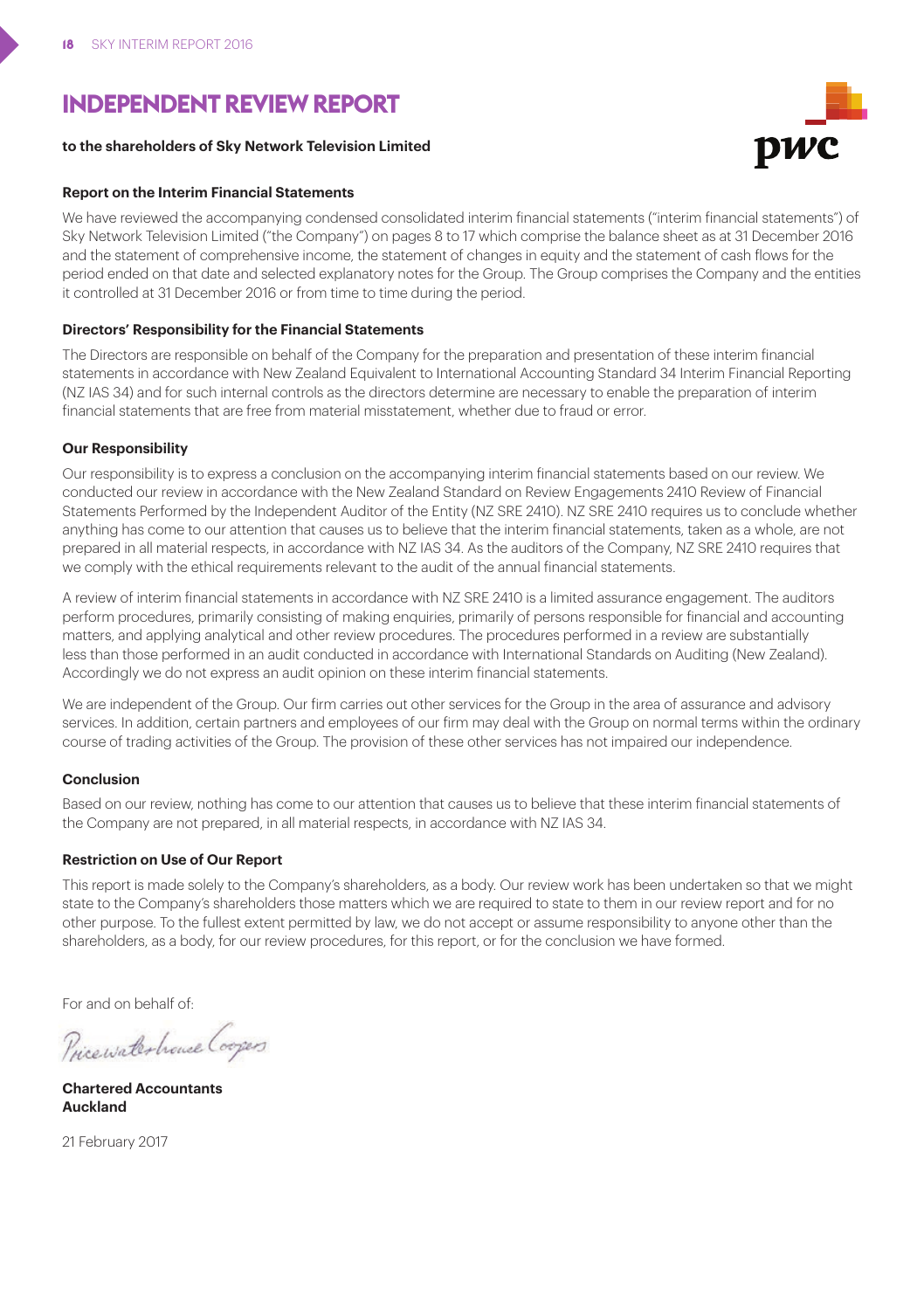# INDEPENDENT REVIEW REPORT

**to the shareholders of Sky Network Television Limited**

**Report on the Interim Financial Statements**

We have reviewed the accompanying condensed consolidated interim financial statements ("interim financial statements") of Sky Network Television Limited ("the Company") on pages 8 to 17 which comprise the balance sheet as at 31 December 2016 and the statement of comprehensive income, the statement of changes in equity and the statement of cash flows for the period ended on that date and selected explanatory notes for the Group. The Group comprises the Company and the entities it controlled at 31 December 2016 or from time to time during the period.

**Directors' Responsibility for the Financial Statements**

The Directors are responsible on behalf of the Company for the preparation and presentation of these interim financial statements in accordance with New Zealand Equivalent to International Accounting Standard 34 Interim Financial Reporting (NZ IAS 34) and for such internal controls as the directors determine are necessary to enable the preparation of interim financial statements that are free from material misstatement, whether due to fraud or error.

**Our Responsibility**

Our responsibility is to express a conclusion on the accompanying interim financial statements based on our review. We conducted our review in accordance with the New Zealand Standard on Review Engagements 2410 Review of Financial Statements Performed by the Independent Auditor of the Entity (NZ SRE 2410). NZ SRE 2410 requires us to conclude whether anything has come to our attention that causes us to believe that the interim financial statements, taken as a whole, are not prepared in all material respects, in accordance with NZ IAS 34. As the auditors of the Company, NZ SRE 2410 requires that we comply with the ethical requirements relevant to the audit of the annual financial statements.

A review of interim financial statements in accordance with NZ SRE 2410 is a limited assurance engagement. The auditors perform procedures, primarily consisting of making enquiries, primarily of persons responsible for financial and accounting matters, and applying analytical and other review procedures. The procedures performed in a review are substantially less than those performed in an audit conducted in accordance with International Standards on Auditing (New Zealand). Accordingly we do not express an audit opinion on these interim financial statements.

We are independent of the Group. Our firm carries out other services for the Group in the area of assurance and advisory services. In addition, certain partners and employees of our firm may deal with the Group on normal terms within the ordinary course of trading activities of the Group. The provision of these other services has not impaired our independence.

**Conclusion**

Based on our review, nothing has come to our attention that causes us to believe that these interim financial statements of the Company are not prepared, in all material respects, in accordance with NZ IAS 34.

**Restriction on Use of Our Report**

This report is made solely to the Company's shareholders, as a body. Our review work has been undertaken so that we might state to the Company's shareholders those matters which we are required to state to them in our review report and for no other purpose. To the fullest extent permitted by law, we do not accept or assume responsibility to anyone other than the shareholders, as a body, for our review procedures, for this report, or for the conclusion we have formed.

For and on behalf of:

PricewaterhouseCoopers

**Chartered Accountants**
**Auckland**

21 February 2017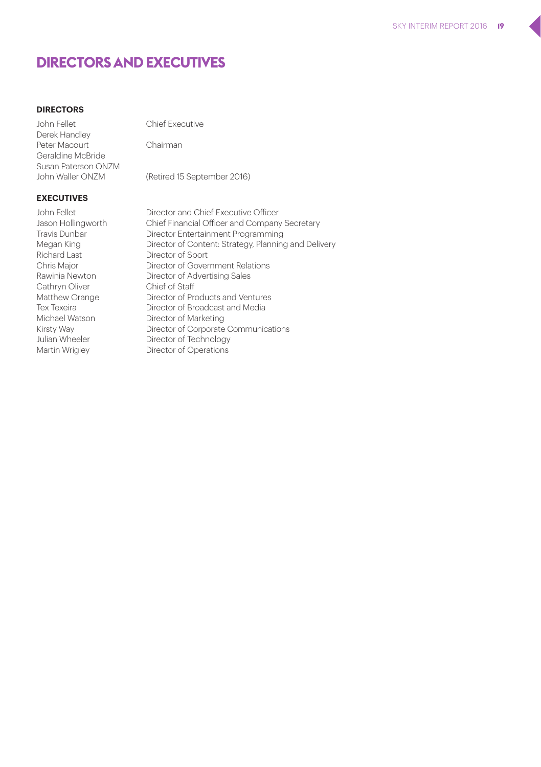# DIRECTORS AND EXECUTIVES

### DIRECTORS

| | |
|---|---|
| John Fellet | Chief Executive |
| Derek Handley | |
| Peter Macourt | Chairman |
| Geraldine McBride | |
| Susan Paterson ONZM | |
| John Waller ONZM | (Retired 15 September 2016) |

### EXECUTIVES

| | |
|---|---|
| John Fellet | Director and Chief Executive Officer |
| Jason Hollingworth | Chief Financial Officer and Company Secretary |
| Travis Dunbar | Director Entertainment Programming |
| Megan King | Director of Content: Strategy, Planning and Delivery |
| Richard Last | Director of Sport |
| Chris Major | Director of Government Relations |
| Rawinia Newton | Director of Advertising Sales |
| Cathryn Oliver | Chief of Staff |
| Matthew Orange | Director of Products and Ventures |
| Tex Texeira | Director of Broadcast and Media |
| Michael Watson | Director of Marketing |
| Kirsty Way | Director of Corporate Communications |
| Julian Wheeler | Director of Technology |
| Martin Wrigley | Director of Operations |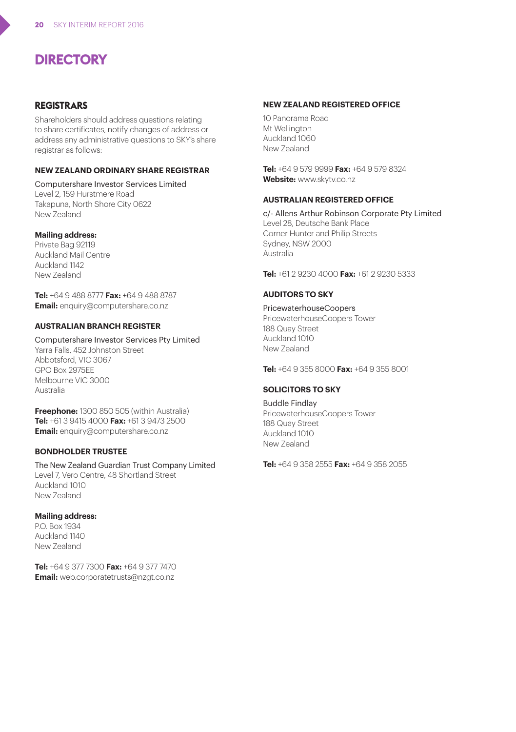# DIRECTORY

## REGISTRARS

Shareholders should address questions relating to share certificates, notify changes of address or address any administrative questions to SKY's share registrar as follows:

### NEW ZEALAND ORDINARY SHARE REGISTRAR

Computershare Investor Services Limited
Level 2, 159 Hurstmere Road
Takapuna, North Shore City 0622
New Zealand

**Mailing address:**
Private Bag 92119
Auckland Mail Centre
Auckland 1142
New Zealand

**Tel:** +64 9 488 8777 **Fax:** +64 9 488 8787
**Email:** enquiry@computershare.co.nz

### AUSTRALIAN BRANCH REGISTER

Computershare Investor Services Pty Limited
Yarra Falls, 452 Johnston Street
Abbotsford, VIC 3067
GPO Box 2975EE
Melbourne VIC 3000
Australia

**Freephone:** 1300 850 505 (within Australia)
**Tel:** +61 3 9415 4000 **Fax:** +61 3 9473 2500
**Email:** enquiry@computershare.co.nz

### BONDHOLDER TRUSTEE

The New Zealand Guardian Trust Company Limited
Level 7, Vero Centre, 48 Shortland Street
Auckland 1010
New Zealand

**Mailing address:**
P.O. Box 1934
Auckland 1140
New Zealand

**Tel:** +64 9 377 7300 **Fax:** +64 9 377 7470
**Email:** web.corporatetrusts@nzgt.co.nz

### NEW ZEALAND REGISTERED OFFICE

10 Panorama Road
Mt Wellington
Auckland 1060
New Zealand

**Tel:** +64 9 579 9999 **Fax:** +64 9 579 8324
**Website:** www.skytv.co.nz

### AUSTRALIAN REGISTERED OFFICE

c/- Allens Arthur Robinson Corporate Pty Limited
Level 28, Deutsche Bank Place
Corner Hunter and Philip Streets
Sydney, NSW 2000
Australia

**Tel:** +61 2 9230 4000 **Fax:** +61 2 9230 5333

### AUDITORS TO SKY

PricewaterhouseCoopers
PricewaterhouseCoopers Tower
188 Quay Street
Auckland 1010
New Zealand

**Tel:** +64 9 355 8000 **Fax:** +64 9 355 8001

### SOLICITORS TO SKY

Buddle Findlay
PricewaterhouseCoopers Tower
188 Quay Street
Auckland 1010
New Zealand

**Tel:** +64 9 358 2555 **Fax:** +64 9 358 2055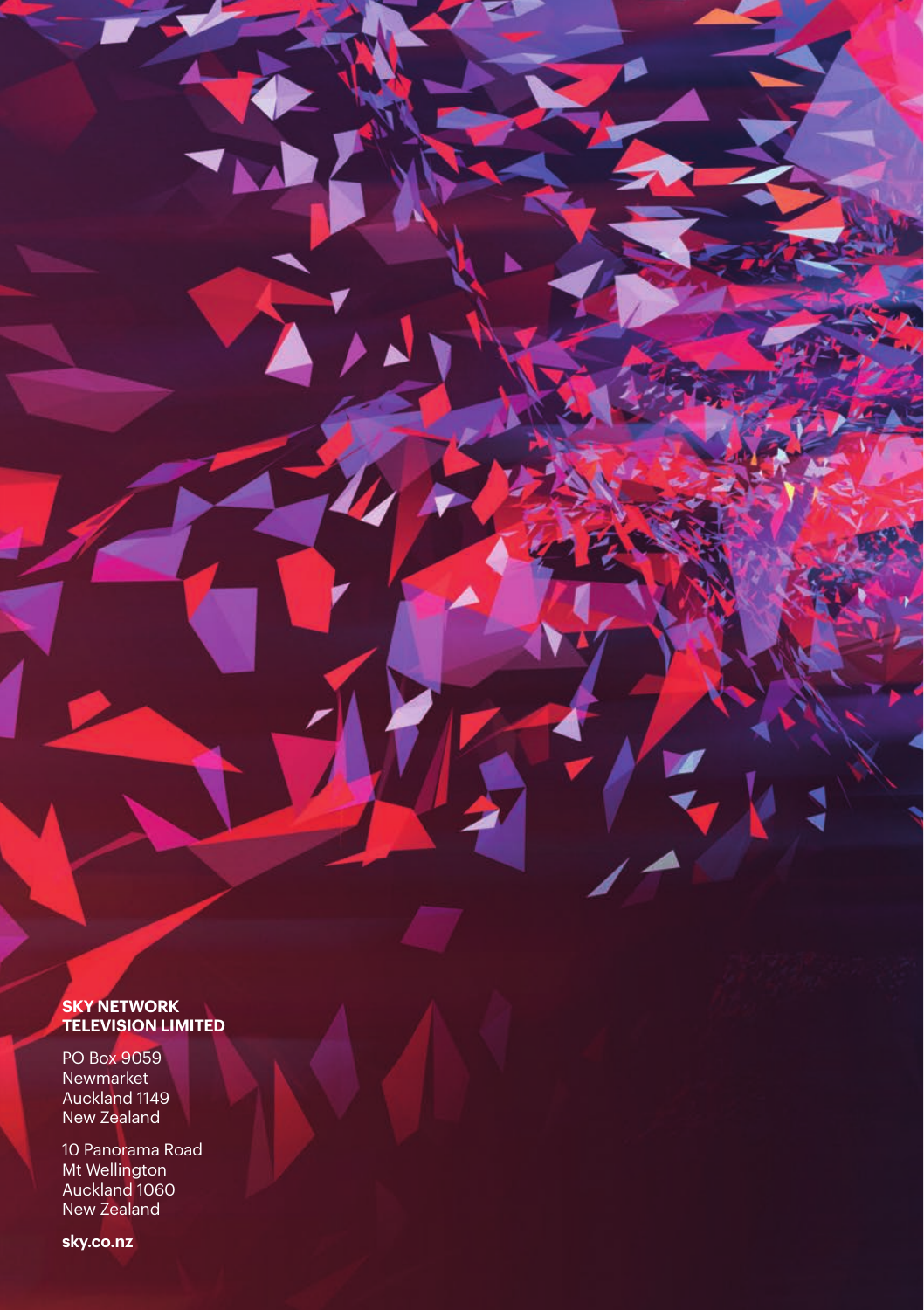**SKY NETWORK TELEVISION LIMITED**

PO Box 9059
Newmarket
Auckland 1149
New Zealand

10 Panorama Road
Mt Wellington
Auckland 1060
New Zealand

**sky.co.nz**